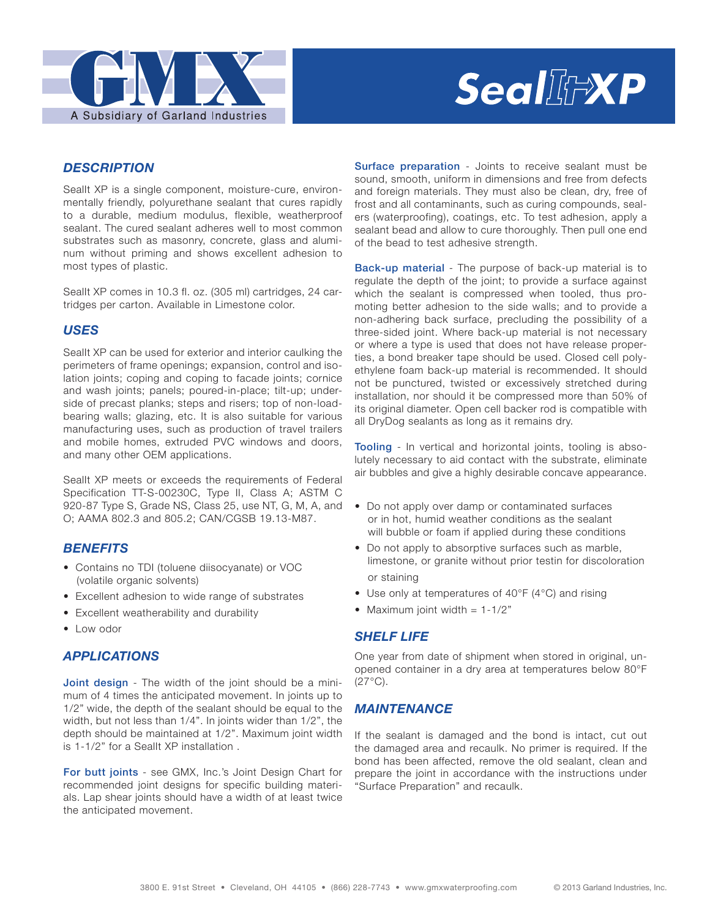GMX

A Subsidiary of Garland Industries

# SealIt XP

## DESCRIPTION

Seallt XP is a single component, moisture-cure, environmentally friendly, polyurethane sealant that cures rapidly to a durable, medium modulus, flexible, weatherproof sealant. The cured sealant adheres well to most common substrates such as masonry, concrete, glass and aluminum without priming and shows excellent adhesion to most types of plastic.

Seallt XP comes in 10.3 fl. oz. (305 ml) cartridges, 24 cartridges per carton. Available in Limestone color.

## USES

Seallt XP can be used for exterior and interior caulking the perimeters of frame openings; expansion, control and isolation joints; coping and coping to facade joints; cornice and wash joints; panels; poured-in-place; tilt-up; underside of precast planks; steps and risers; top of non-loadbearing walls; glazing, etc. It is also suitable for various manufacturing uses, such as production of travel trailers and mobile homes, extruded PVC windows and doors, and many other OEM applications.

Seallt XP meets or exceeds the requirements of Federal Specification TT-S-00230C, Type II, Class A; ASTM C 920-87 Type S, Grade NS, Class 25, use NT, G, M, A, and O; AAMA 802.3 and 805.2; CAN/CGSB 19.13-M87.

## BENEFITS

- Contains no TDI (toluene diisocyanate) or VOC (volatile organic solvents)
- Excellent adhesion to wide range of substrates
- Excellent weatherability and durability
- Low odor

## APPLICATIONS

**Joint design** - The width of the joint should be a minimum of 4 times the anticipated movement. In joints up to 1/2" wide, the depth of the sealant should be equal to the width, but not less than 1/4". In joints wider than 1/2", the depth should be maintained at 1/2". Maximum joint width is 1-1/2" for a Seallt XP installation .

**For butt joints** - see GMX, Inc.'s Joint Design Chart for recommended joint designs for specific building materials. Lap shear joints should have a width of at least twice the anticipated movement.

**Surface preparation** - Joints to receive sealant must be sound, smooth, uniform in dimensions and free from defects and foreign materials. They must also be clean, dry, free of frost and all contaminants, such as curing compounds, sealers (waterproofing), coatings, etc. To test adhesion, apply a sealant bead and allow to cure thoroughly. Then pull one end of the bead to test adhesive strength.

**Back-up material** - The purpose of back-up material is to regulate the depth of the joint; to provide a surface against which the sealant is compressed when tooled, thus promoting better adhesion to the side walls; and to provide a non-adhering back surface, precluding the possibility of a three-sided joint. Where back-up material is not necessary or where a type is used that does not have release properties, a bond breaker tape should be used. Closed cell polyethylene foam back-up material is recommended. It should not be punctured, twisted or excessively stretched during installation, nor should it be compressed more than 50% of its original diameter. Open cell backer rod is compatible with all DryDog sealants as long as it remains dry.

**Tooling** - In vertical and horizontal joints, tooling is absolutely necessary to aid contact with the substrate, eliminate air bubbles and give a highly desirable concave appearance.

- Do not apply over damp or contaminated surfaces or in hot, humid weather conditions as the sealant will bubble or foam if applied during these conditions
- Do not apply to absorptive surfaces such as marble, limestone, or granite without prior testin for discoloration or staining
- Use only at temperatures of 40°F (4°C) and rising
- Maximum joint width = 1-1/2"

## SHELF LIFE

One year from date of shipment when stored in original, unopened container in a dry area at temperatures below 80°F (27°C).

## MAINTENANCE

If the sealant is damaged and the bond is intact, cut out the damaged area and recaulk. No primer is required. If the bond has been affected, remove the old sealant, clean and prepare the joint in accordance with the instructions under "Surface Preparation" and recaulk.

3800 E. 91st Street • Cleveland, OH 44105 • (866) 228-7743 • www.gmxwaterproofing.com © 2013 Garland Industries, Inc.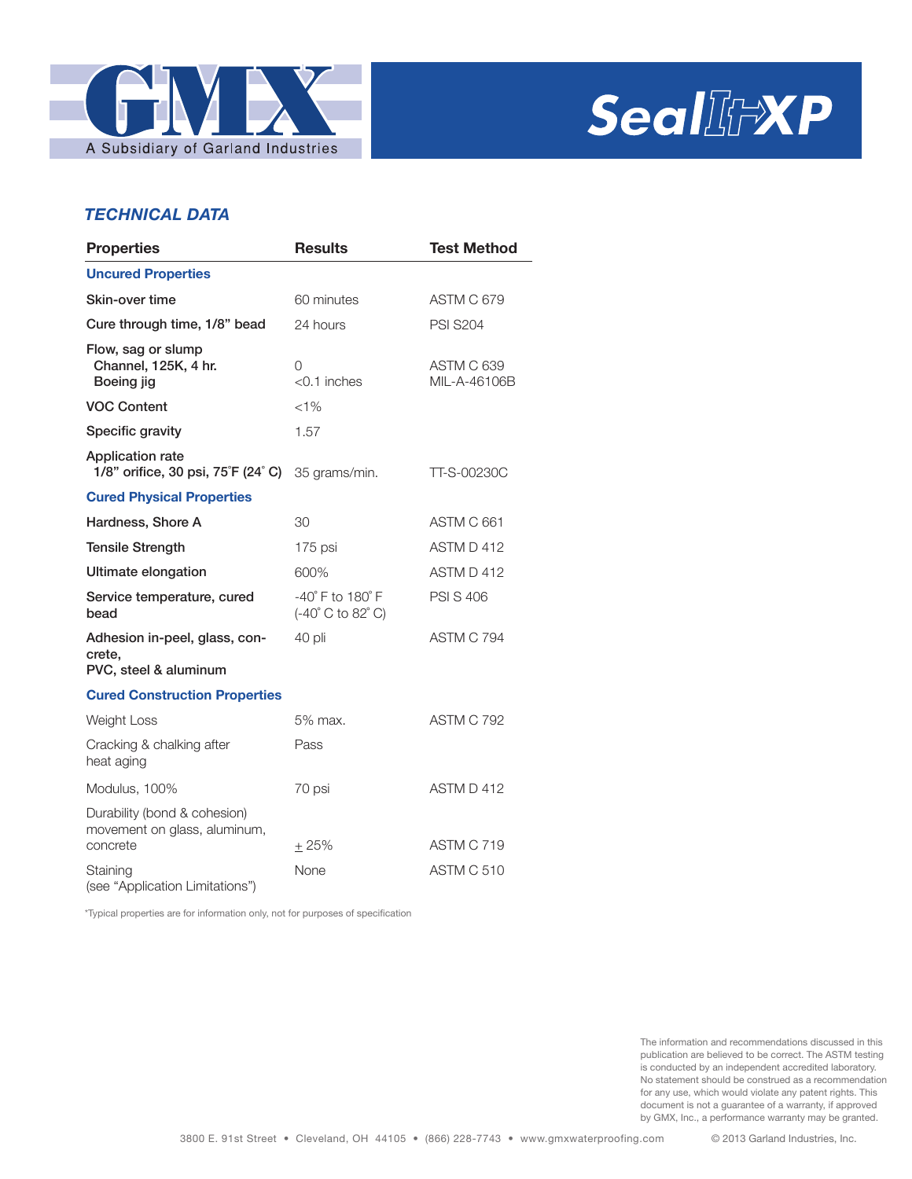GMX

A Subsidiary of Garland Industries

SealIt XP

## TECHNICAL DATA

| Properties | Results | Test Method |
|---|---|---|
| **Uncured Properties** | | |
| Skin-over time | 60 minutes | ASTM C 679 |
| Cure through time, 1/8" bead | 24 hours | PSI S204 |
| Flow, sag or slump<br>Channel, 125K, 4 hr.<br>Boeing jig | 0<br><0.1 inches | ASTM C 639<br>MIL-A-46106B |
| VOC Content | <1% | |
| Specific gravity | 1.57 | |
| Application rate<br>1/8" orifice, 30 psi, 75˚F (24˚ C) | 35 grams/min. | TT-S-00230C |
| **Cured Physical Properties** | | |
| Hardness, Shore A | 30 | ASTM C 661 |
| Tensile Strength | 175 psi | ASTM D 412 |
| Ultimate elongation | 600% | ASTM D 412 |
| Service temperature, cured bead | -40˚ F to 180˚ F<br>(-40˚ C to 82˚ C) | PSI S 406 |
| Adhesion in-peel, glass, concrete,<br>PVC, steel & aluminum | 40 pli | ASTM C 794 |
| **Cured Construction Properties** | | |
| Weight Loss | 5% max. | ASTM C 792 |
| Cracking & chalking after heat aging | Pass | |
| Modulus, 100% | 70 psi | ASTM D 412 |
| Durability (bond & cohesion) movement on glass, aluminum, concrete | ± 25% | ASTM C 719 |
| Staining<br>(see "Application Limitations") | None | ASTM C 510 |

*Typical properties are for information only, not for purposes of specification

The information and recommendations discussed in this publication are believed to be correct. The ASTM testing is conducted by an independent accredited laboratory. No statement should be construed as a recommendation for any use, which would violate any patent rights. This document is not a guarantee of a warranty, if approved by GMX, Inc., a performance warranty may be granted.

3800 E. 91st Street • Cleveland, OH 44105 • (866) 228-7743 • www.gmxwaterproofing.com

© 2013 Garland Industries, Inc.